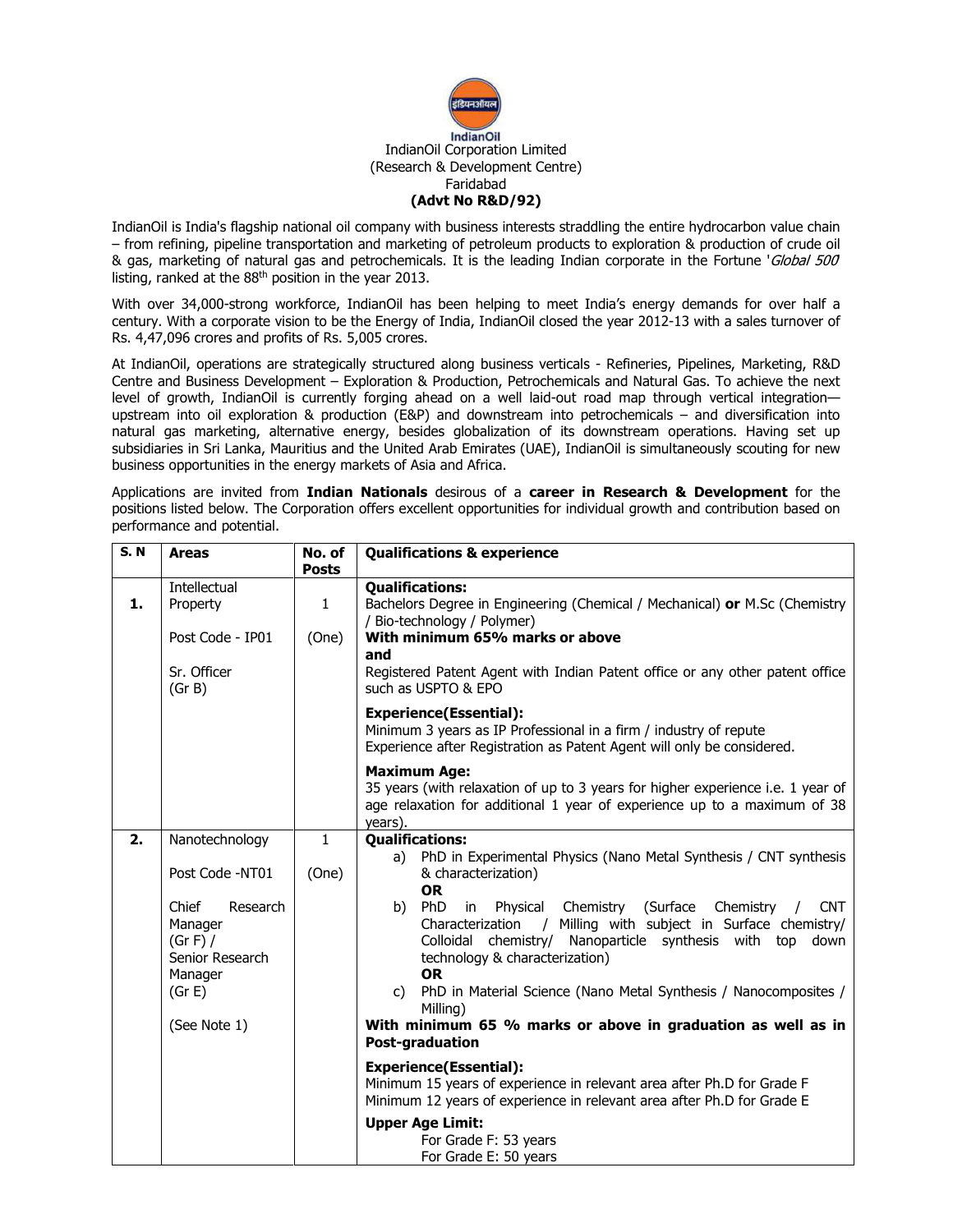IndianOil

IndianOil Corporation Limited
(Research & Development Centre)
Faridabad
**(Advt No R&D/92)**

IndianOil is India's flagship national oil company with business interests straddling the entire hydrocarbon value chain – from refining, pipeline transportation and marketing of petroleum products to exploration & production of crude oil & gas, marketing of natural gas and petrochemicals. It is the leading Indian corporate in the Fortune '*Global 500*' listing, ranked at the 88th position in the year 2013.

With over 34,000-strong workforce, IndianOil has been helping to meet India's energy demands for over half a century. With a corporate vision to be the Energy of India, IndianOil closed the year 2012-13 with a sales turnover of Rs. 4,47,096 crores and profits of Rs. 5,005 crores.

At IndianOil, operations are strategically structured along business verticals - Refineries, Pipelines, Marketing, R&D Centre and Business Development – Exploration & Production, Petrochemicals and Natural Gas. To achieve the next level of growth, IndianOil is currently forging ahead on a well laid-out road map through vertical integration—upstream into oil exploration & production (E&P) and downstream into petrochemicals – and diversification into natural gas marketing, alternative energy, besides globalization of its downstream operations. Having set up subsidiaries in Sri Lanka, Mauritius and the United Arab Emirates (UAE), IndianOil is simultaneously scouting for new business opportunities in the energy markets of Asia and Africa.

Applications are invited from **Indian Nationals** desirous of a **career in Research & Development** for the positions listed below. The Corporation offers excellent opportunities for individual growth and contribution based on performance and potential.

| S. N | Areas | No. of Posts | Qualifications & experience |
|---|---|---|---|
| **1.** | Intellectual Property<br><br>Post Code - IP01<br><br>Sr. Officer (Gr B) | 1<br><br>(One) | **Qualifications:**<br>Bachelors Degree in Engineering (Chemical / Mechanical) **or** M.Sc (Chemistry / Bio-technology / Polymer)<br>**With minimum 65% marks or above**<br>**and**<br>Registered Patent Agent with Indian Patent office or any other patent office such as USPTO & EPO<br><br>**Experience(Essential):**<br>Minimum 3 years as IP Professional in a firm / industry of repute<br>Experience after Registration as Patent Agent will only be considered.<br><br>**Maximum Age:**<br>35 years (with relaxation of up to 3 years for higher experience i.e. 1 year of age relaxation for additional 1 year of experience up to a maximum of 38 years). |
| **2.** | Nanotechnology<br><br>Post Code -NT01<br><br>Chief Research Manager (Gr F) / Senior Research Manager (Gr E)<br><br>(See Note 1) | 1<br><br>(One) | **Qualifications:**<br>a) PhD in Experimental Physics (Nano Metal Synthesis / CNT synthesis & characterization)<br>**OR**<br>b) PhD in Physical Chemistry (Surface Chemistry / CNT Characterization / Milling with subject in Surface chemistry/ Colloidal chemistry/ Nanoparticle synthesis with top down technology & characterization)<br>**OR**<br>c) PhD in Material Science (Nano Metal Synthesis / Nanocomposites / Milling)<br>**With minimum 65 % marks or above in graduation as well as in Post-graduation**<br><br>**Experience(Essential):**<br>Minimum 15 years of experience in relevant area after Ph.D for Grade F<br>Minimum 12 years of experience in relevant area after Ph.D for Grade E<br><br>**Upper Age Limit:**<br>For Grade F: 53 years<br>For Grade E: 50 years |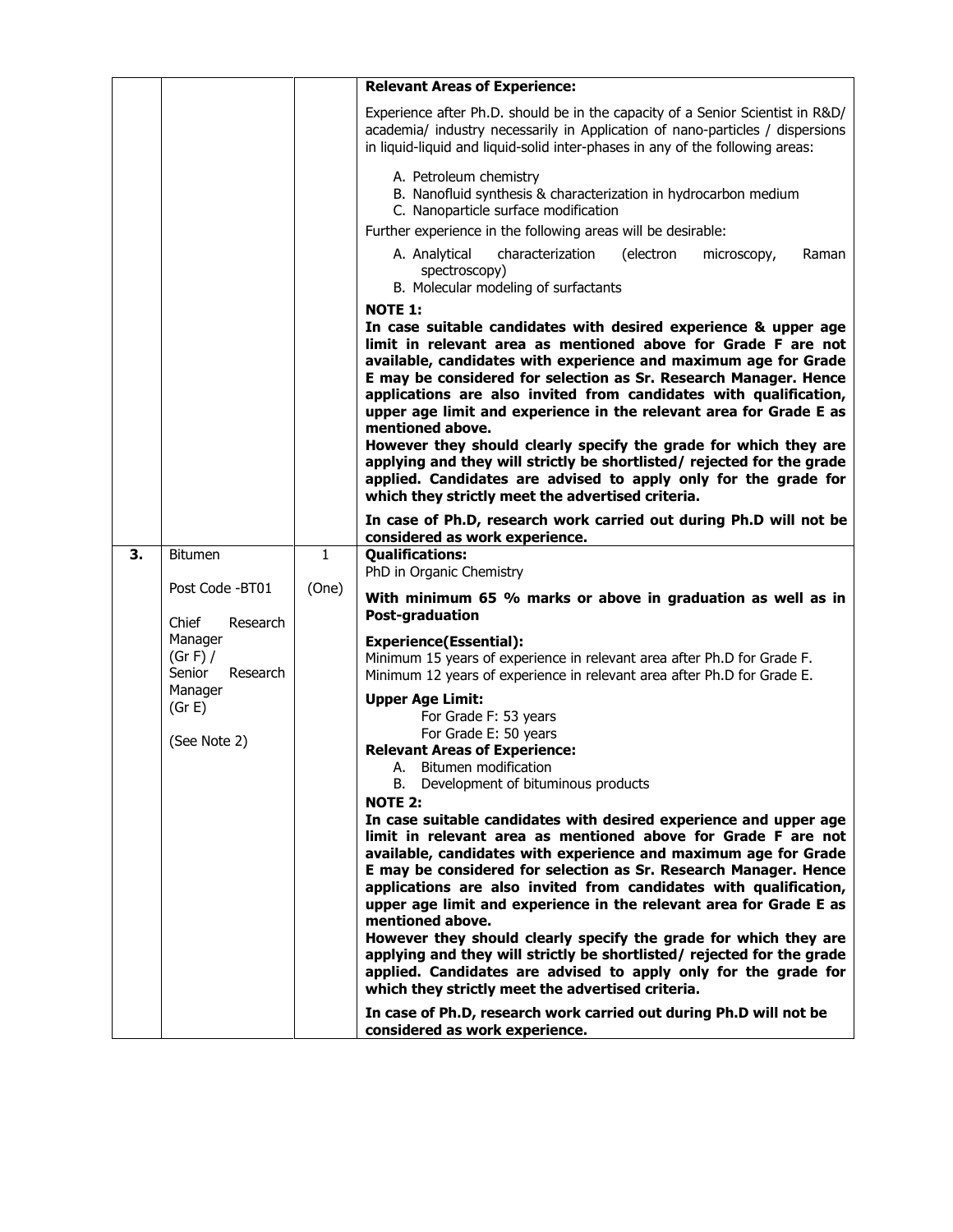| | | | |
|---|---|---|---|
| | | | **Relevant Areas of Experience:**<br><br>Experience after Ph.D. should be in the capacity of a Senior Scientist in R&D/ academia/ industry necessarily in Application of nano-particles / dispersions in liquid-liquid and liquid-solid inter-phases in any of the following areas:<br><br>A. Petroleum chemistry<br>B. Nanofluid synthesis & characterization in hydrocarbon medium<br>C. Nanoparticle surface modification<br><br>Further experience in the following areas will be desirable:<br><br>A. Analytical characterization (electron microscopy, Raman spectroscopy)<br>B. Molecular modeling of surfactants<br><br>**NOTE 1:**<br>**In case suitable candidates with desired experience & upper age limit in relevant area as mentioned above for Grade F are not available, candidates with experience and maximum age for Grade E may be considered for selection as Sr. Research Manager. Hence applications are also invited from candidates with qualification, upper age limit and experience in the relevant area for Grade E as mentioned above.**<br>**However they should clearly specify the grade for which they are applying and they will strictly be shortlisted/ rejected for the grade applied. Candidates are advised to apply only for the grade for which they strictly meet the advertised criteria.**<br><br>**In case of Ph.D, research work carried out during Ph.D will not be considered as work experience.** |
| **3.** | Bitumen<br><br>Post Code -BT01<br><br>Chief Research Manager (Gr F) / Senior Research Manager (Gr E)<br><br>(See Note 2) | 1<br><br>(One) | **Qualifications:**<br>PhD in Organic Chemistry<br><br>**With minimum 65 % marks or above in graduation as well as in Post-graduation**<br><br>**Experience(Essential):**<br>Minimum 15 years of experience in relevant area after Ph.D for Grade F.<br>Minimum 12 years of experience in relevant area after Ph.D for Grade E.<br><br>**Upper Age Limit:**<br>For Grade F: 53 years<br>For Grade E: 50 years<br>**Relevant Areas of Experience:**<br>A. Bitumen modification<br>B. Development of bituminous products<br>**NOTE 2:**<br>**In case suitable candidates with desired experience and upper age limit in relevant area as mentioned above for Grade F are not available, candidates with experience and maximum age for Grade E may be considered for selection as Sr. Research Manager. Hence applications are also invited from candidates with qualification, upper age limit and experience in the relevant area for Grade E as mentioned above.**<br>**However they should clearly specify the grade for which they are applying and they will strictly be shortlisted/ rejected for the grade applied. Candidates are advised to apply only for the grade for which they strictly meet the advertised criteria.**<br><br>**In case of Ph.D, research work carried out during Ph.D will not be considered as work experience.** |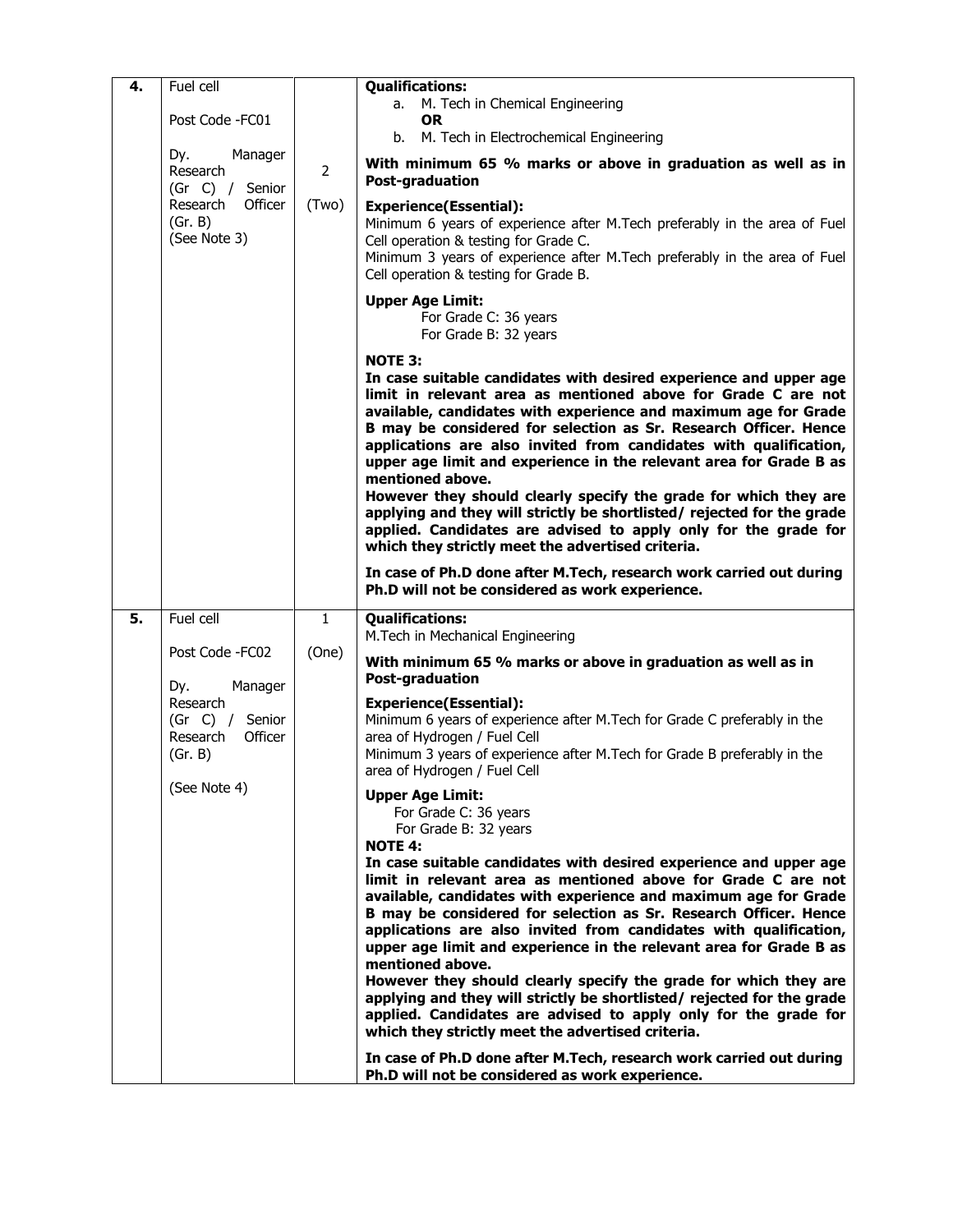| 4. | Fuel cell<br><br>Post Code -FC01<br><br>Dy. Manager Research (Gr C) / Senior Research Officer (Gr. B)<br>(See Note 3) | 2<br><br>(Two) | **Qualifications:**<br>a. M. Tech in Chemical Engineering<br>**OR**<br>b. M. Tech in Electrochemical Engineering<br><br>**With minimum 65 % marks or above in graduation as well as in Post-graduation**<br><br>**Experience(Essential):**<br>Minimum 6 years of experience after M.Tech preferably in the area of Fuel Cell operation & testing for Grade C.<br>Minimum 3 years of experience after M.Tech preferably in the area of Fuel Cell operation & testing for Grade B.<br><br>**Upper Age Limit:**<br>For Grade C: 36 years<br>For Grade B: 32 years<br><br>**NOTE 3:**<br>**In case suitable candidates with desired experience and upper age limit in relevant area as mentioned above for Grade C are not available, candidates with experience and maximum age for Grade B may be considered for selection as Sr. Research Officer. Hence applications are also invited from candidates with qualification, upper age limit and experience in the relevant area for Grade B as mentioned above.**<br>**However they should clearly specify the grade for which they are applying and they will strictly be shortlisted/ rejected for the grade applied. Candidates are advised to apply only for the grade for which they strictly meet the advertised criteria.**<br><br>**In case of Ph.D done after M.Tech, research work carried out during Ph.D will not be considered as work experience.** |
|---|---|---|---|
| 5. | Fuel cell<br><br>Post Code -FC02<br><br>Dy. Manager Research (Gr C) / Senior Research Officer (Gr. B)<br><br>(See Note 4) | 1<br><br>(One) | **Qualifications:**<br>M.Tech in Mechanical Engineering<br><br>**With minimum 65 % marks or above in graduation as well as in Post-graduation**<br><br>**Experience(Essential):**<br>Minimum 6 years of experience after M.Tech for Grade C preferably in the area of Hydrogen / Fuel Cell<br>Minimum 3 years of experience after M.Tech for Grade B preferably in the area of Hydrogen / Fuel Cell<br><br>**Upper Age Limit:**<br>For Grade C: 36 years<br>For Grade B: 32 years<br>**NOTE 4:**<br>**In case suitable candidates with desired experience and upper age limit in relevant area as mentioned above for Grade C are not available, candidates with experience and maximum age for Grade B may be considered for selection as Sr. Research Officer. Hence applications are also invited from candidates with qualification, upper age limit and experience in the relevant area for Grade B as mentioned above.**<br>**However they should clearly specify the grade for which they are applying and they will strictly be shortlisted/ rejected for the grade applied. Candidates are advised to apply only for the grade for which they strictly meet the advertised criteria.**<br><br>**In case of Ph.D done after M.Tech, research work carried out during Ph.D will not be considered as work experience.** |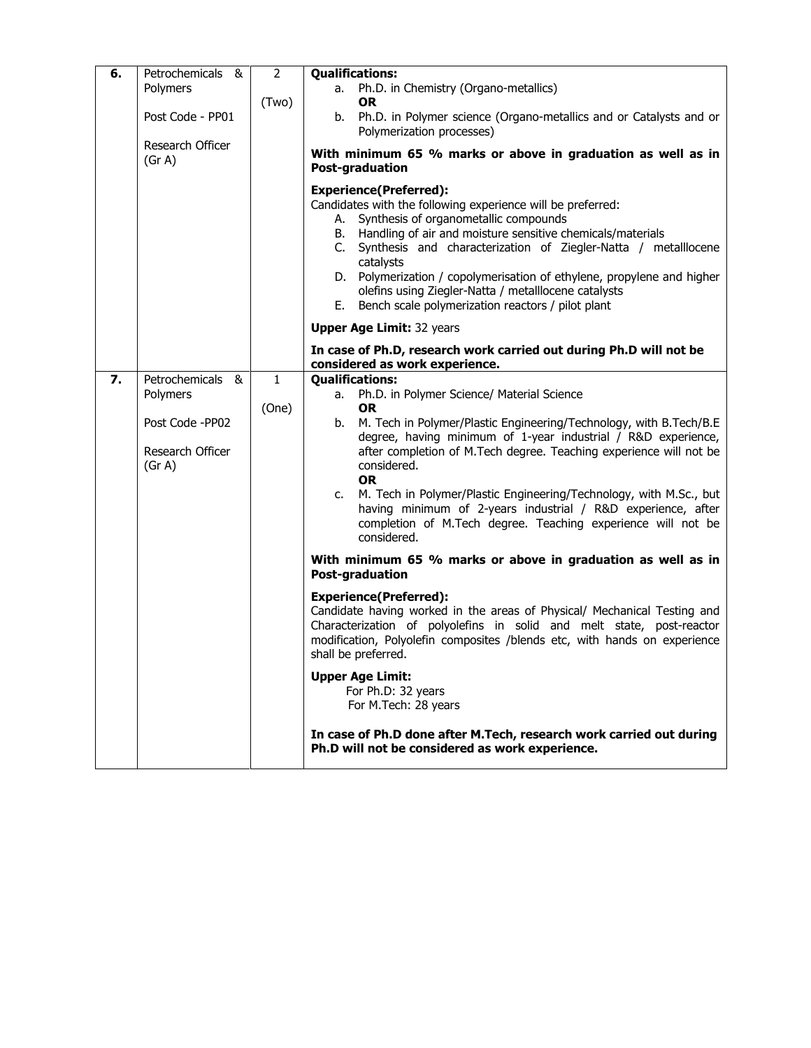| | | | |
|---|---|---|---|
| **6.** | Petrochemicals & Polymers<br><br>Post Code - PP01<br><br>Research Officer (Gr A) | 2<br><br>(Two) | **Qualifications:**<br>a. Ph.D. in Chemistry (Organo-metallics)<br>**OR**<br>b. Ph.D. in Polymer science (Organo-metallics and or Catalysts and or Polymerization processes)<br><br>**With minimum 65 % marks or above in graduation as well as in Post-graduation**<br><br>**Experience(Preferred):**<br>Candidates with the following experience will be preferred:<br>A. Synthesis of organometallic compounds<br>B. Handling of air and moisture sensitive chemicals/materials<br>C. Synthesis and characterization of Ziegler-Natta / metalllocene catalysts<br>D. Polymerization / copolymerisation of ethylene, propylene and higher olefins using Ziegler-Natta / metalllocene catalysts<br>E. Bench scale polymerization reactors / pilot plant<br><br>**Upper Age Limit:** 32 years<br><br>**In case of Ph.D, research work carried out during Ph.D will not be considered as work experience.** |
| **7.** | Petrochemicals & Polymers<br><br>Post Code -PP02<br><br>Research Officer (Gr A) | 1<br><br>(One) | **Qualifications:**<br>a. Ph.D. in Polymer Science/ Material Science<br>**OR**<br>b. M. Tech in Polymer/Plastic Engineering/Technology, with B.Tech/B.E degree, having minimum of 1-year industrial / R&D experience, after completion of M.Tech degree. Teaching experience will not be considered.<br>**OR**<br>c. M. Tech in Polymer/Plastic Engineering/Technology, with M.Sc., but having minimum of 2-years industrial / R&D experience, after completion of M.Tech degree. Teaching experience will not be considered.<br><br>**With minimum 65 % marks or above in graduation as well as in Post-graduation**<br><br>**Experience(Preferred):**<br>Candidate having worked in the areas of Physical/ Mechanical Testing and Characterization of polyolefins in solid and melt state, post-reactor modification, Polyolefin composites /blends etc, with hands on experience shall be preferred.<br><br>**Upper Age Limit:**<br>For Ph.D: 32 years<br>For M.Tech: 28 years<br><br>**In case of Ph.D done after M.Tech, research work carried out during Ph.D will not be considered as work experience.** |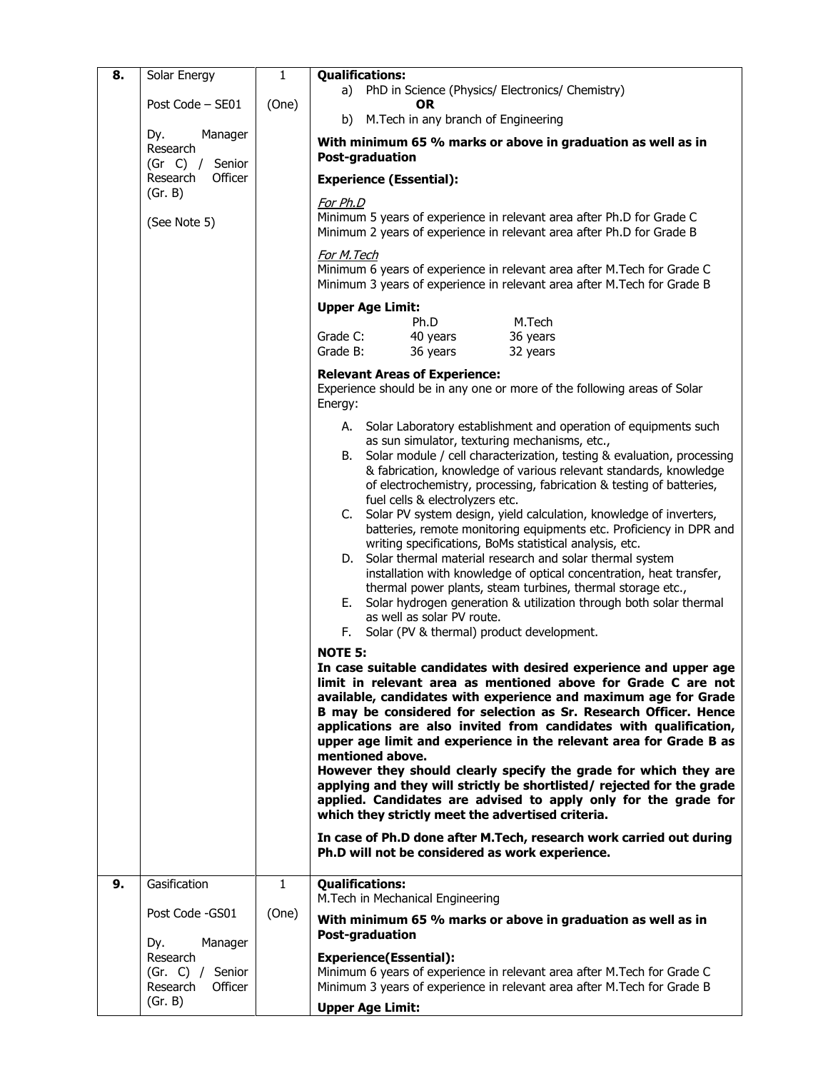| | | | |
|---|---|---|---|
| **8.** | Solar Energy<br><br>Post Code – SE01<br><br>Dy. Manager Research (Gr C) / Senior Research Officer (Gr. B)<br><br>(See Note 5) | 1<br><br>(One) | **Qualifications:**<br>a) PhD in Science (Physics/ Electronics/ Chemistry)<br>**OR**<br>b) M.Tech in any branch of Engineering<br><br>**With minimum 65 % marks or above in graduation as well as in Post-graduation**<br><br>**Experience (Essential):**<br><br>*For Ph.D*<br>Minimum 5 years of experience in relevant area after Ph.D for Grade C<br>Minimum 2 years of experience in relevant area after Ph.D for Grade B<br><br>*For M.Tech*<br>Minimum 6 years of experience in relevant area after M.Tech for Grade C<br>Minimum 3 years of experience in relevant area after M.Tech for Grade B<br><br>**Upper Age Limit:**<br>Ph.D / M.Tech<br>Grade C: 40 years / 36 years<br>Grade B: 36 years / 32 years<br><br>**Relevant Areas of Experience:**<br>Experience should be in any one or more of the following areas of Solar Energy:<br><br>A. Solar Laboratory establishment and operation of equipments such as sun simulator, texturing mechanisms, etc.,<br>B. Solar module / cell characterization, testing & evaluation, processing & fabrication, knowledge of various relevant standards, knowledge of electrochemistry, processing, fabrication & testing of batteries, fuel cells & electrolyzers etc.<br>C. Solar PV system design, yield calculation, knowledge of inverters, batteries, remote monitoring equipments etc. Proficiency in DPR and writing specifications, BoMs statistical analysis, etc.<br>D. Solar thermal material research and solar thermal system installation with knowledge of optical concentration, heat transfer, thermal power plants, steam turbines, thermal storage etc.,<br>E. Solar hydrogen generation & utilization through both solar thermal as well as solar PV route.<br>F. Solar (PV & thermal) product development.<br><br>**NOTE 5:**<br>**In case suitable candidates with desired experience and upper age limit in relevant area as mentioned above for Grade C are not available, candidates with experience and maximum age for Grade B may be considered for selection as Sr. Research Officer. Hence applications are also invited from candidates with qualification, upper age limit and experience in the relevant area for Grade B as mentioned above.**<br>**However they should clearly specify the grade for which they are applying and they will strictly be shortlisted/ rejected for the grade applied. Candidates are advised to apply only for the grade for which they strictly meet the advertised criteria.**<br><br>**In case of Ph.D done after M.Tech, research work carried out during Ph.D will not be considered as work experience.** |
| **9.** | Gasification<br><br>Post Code -GS01<br><br>Dy. Manager Research (Gr. C) / Senior Research Officer (Gr. B) | 1<br><br>(One) | **Qualifications:**<br>M.Tech in Mechanical Engineering<br><br>**With minimum 65 % marks or above in graduation as well as in Post-graduation**<br><br>**Experience(Essential):**<br>Minimum 6 years of experience in relevant area after M.Tech for Grade C<br>Minimum 3 years of experience in relevant area after M.Tech for Grade B<br><br>**Upper Age Limit:** |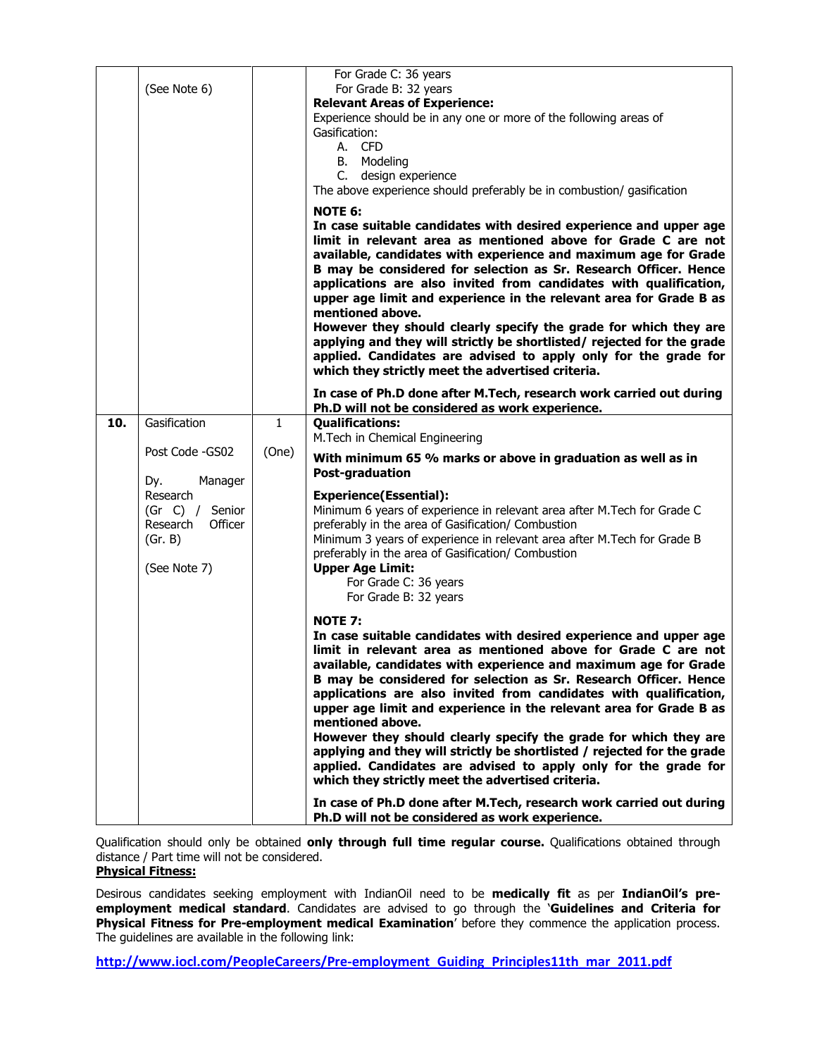| | | | |
|---|---|---|---|
| | (See Note 6) | | For Grade C: 36 years<br>For Grade B: 32 years<br>**Relevant Areas of Experience:**<br>Experience should be in any one or more of the following areas of Gasification:<br>A. CFD<br>B. Modeling<br>C. design experience<br>The above experience should preferably be in combustion/ gasification<br><br>**NOTE 6:**<br>**In case suitable candidates with desired experience and upper age limit in relevant area as mentioned above for Grade C are not available, candidates with experience and maximum age for Grade B may be considered for selection as Sr. Research Officer. Hence applications are also invited from candidates with qualification, upper age limit and experience in the relevant area for Grade B as mentioned above.**<br>**However they should clearly specify the grade for which they are applying and they will strictly be shortlisted/ rejected for the grade applied. Candidates are advised to apply only for the grade for which they strictly meet the advertised criteria.**<br><br>**In case of Ph.D done after M.Tech, research work carried out during Ph.D will not be considered as work experience.** |
| **10.** | Gasification<br><br>Post Code -GS02<br><br>Dy. Manager Research (Gr C) / Senior Research Officer (Gr. B)<br><br>(See Note 7) | 1<br><br>(One) | **Qualifications:**<br>M.Tech in Chemical Engineering<br><br>**With minimum 65 % marks or above in graduation as well as in Post-graduation**<br><br>**Experience(Essential):**<br>Minimum 6 years of experience in relevant area after M.Tech for Grade C preferably in the area of Gasification/ Combustion<br>Minimum 3 years of experience in relevant area after M.Tech for Grade B preferably in the area of Gasification/ Combustion<br>**Upper Age Limit:**<br>For Grade C: 36 years<br>For Grade B: 32 years<br><br>**NOTE 7:**<br>**In case suitable candidates with desired experience and upper age limit in relevant area as mentioned above for Grade C are not available, candidates with experience and maximum age for Grade B may be considered for selection as Sr. Research Officer. Hence applications are also invited from candidates with qualification, upper age limit and experience in the relevant area for Grade B as mentioned above.**<br>**However they should clearly specify the grade for which they are applying and they will strictly be shortlisted / rejected for the grade applied. Candidates are advised to apply only for the grade for which they strictly meet the advertised criteria.**<br><br>**In case of Ph.D done after M.Tech, research work carried out during Ph.D will not be considered as work experience.** |

Qualification should only be obtained **only through full time regular course.** Qualifications obtained through distance / Part time will not be considered.

**Physical Fitness:**

Desirous candidates seeking employment with IndianOil need to be **medically fit** as per **IndianOil's pre-employment medical standard**. Candidates are advised to go through the '**Guidelines and Criteria for Physical Fitness for Pre-employment medical Examination**' before they commence the application process. The guidelines are available in the following link:

**http://www.iocl.com/PeopleCareers/Pre-employment_Guiding_Principles11th_mar_2011.pdf**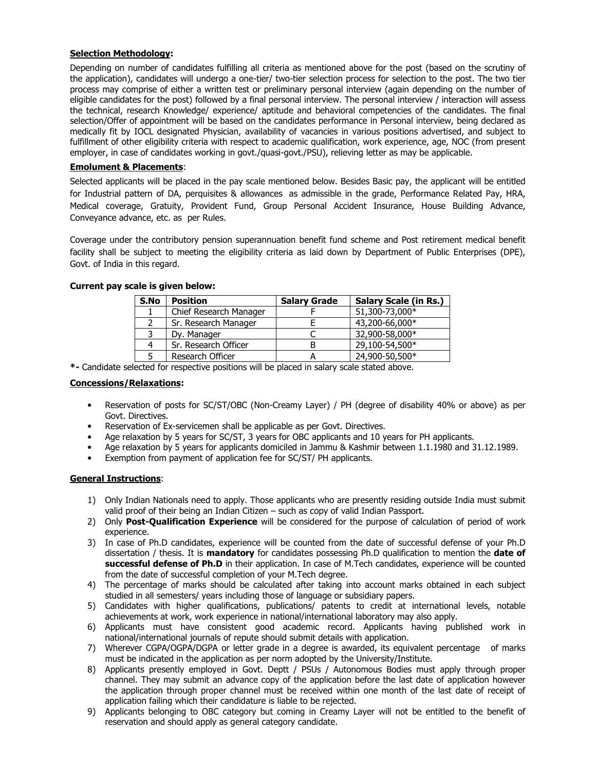**Selection Methodology:**

Depending on number of candidates fulfilling all criteria as mentioned above for the post (based on the scrutiny of the application), candidates will undergo a one-tier/ two-tier selection process for selection to the post. The two tier process may comprise of either a written test or preliminary personal interview (again depending on the number of eligible candidates for the post) followed by a final personal interview. The personal interview / interaction will assess the technical, research Knowledge/ experience/ aptitude and behavioral competencies of the candidates. The final selection/Offer of appointment will be based on the candidates performance in Personal interview, being declared as medically fit by IOCL designated Physician, availability of vacancies in various positions advertised, and subject to fulfillment of other eligibility criteria with respect to academic qualification, work experience, age, NOC (from present employer, in case of candidates working in govt./quasi-govt./PSU), relieving letter as may be applicable.

**Emolument & Placements**:

Selected applicants will be placed in the pay scale mentioned below. Besides Basic pay, the applicant will be entitled for Industrial pattern of DA, perquisites & allowances as admissible in the grade, Performance Related Pay, HRA, Medical coverage, Gratuity, Provident Fund, Group Personal Accident Insurance, House Building Advance, Conveyance advance, etc. as per Rules.

Coverage under the contributory pension superannuation benefit fund scheme and Post retirement medical benefit facility shall be subject to meeting the eligibility criteria as laid down by Department of Public Enterprises (DPE), Govt. of India in this regard.

**Current pay scale is given below:**

| S.No | Position | Salary Grade | Salary Scale (in Rs.) |
|---|---|---|---|
| 1 | Chief Research Manager | F | 51,300-73,000* |
| 2 | Sr. Research Manager | E | 43,200-66,000* |
| 3 | Dy. Manager | C | 32,900-58,000* |
| 4 | Sr. Research Officer | B | 29,100-54,500* |
| 5 | Research Officer | A | 24,900-50,500* |

**\*-** Candidate selected for respective positions will be placed in salary scale stated above.

**Concessions/Relaxations:**

- Reservation of posts for SC/ST/OBC (Non-Creamy Layer) / PH (degree of disability 40% or above) as per Govt. Directives.
- Reservation of Ex-servicemen shall be applicable as per Govt. Directives.
- Age relaxation by 5 years for SC/ST, 3 years for OBC applicants and 10 years for PH applicants.
- Age relaxation by 5 years for applicants domiciled in Jammu & Kashmir between 1.1.1980 and 31.12.1989.
- Exemption from payment of application fee for SC/ST/ PH applicants.

**General Instructions**:

1) Only Indian Nationals need to apply. Those applicants who are presently residing outside India must submit valid proof of their being an Indian Citizen – such as copy of valid Indian Passport.
2) Only **Post-Qualification Experience** will be considered for the purpose of calculation of period of work experience.
3) In case of Ph.D candidates, experience will be counted from the date of successful defense of your Ph.D dissertation / thesis. It is **mandatory** for candidates possessing Ph.D qualification to mention the **date of successful defense of Ph.D** in their application. In case of M.Tech candidates, experience will be counted from the date of successful completion of your M.Tech degree.
4) The percentage of marks should be calculated after taking into account marks obtained in each subject studied in all semesters/ years including those of language or subsidiary papers.
5) Candidates with higher qualifications, publications/ patents to credit at international levels, notable achievements at work, work experience in national/international laboratory may also apply.
6) Applicants must have consistent good academic record. Applicants having published work in national/international journals of repute should submit details with application.
7) Wherever CGPA/OGPA/DGPA or letter grade in a degree is awarded, its equivalent percentage of marks must be indicated in the application as per norm adopted by the University/Institute.
8) Applicants presently employed in Govt. Deptt / PSUs / Autonomous Bodies must apply through proper channel. They may submit an advance copy of the application before the last date of application however the application through proper channel must be received within one month of the last date of receipt of application failing which their candidature is liable to be rejected.
9) Applicants belonging to OBC category but coming in Creamy Layer will not be entitled to the benefit of reservation and should apply as general category candidate.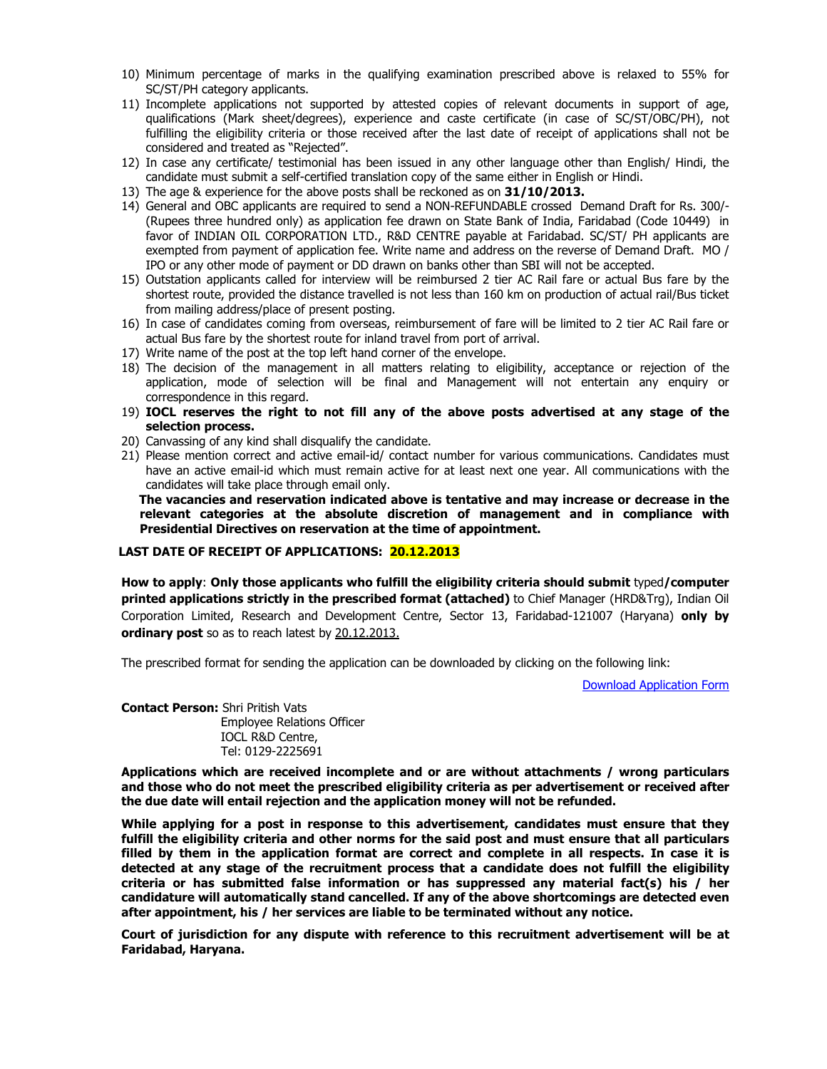10) Minimum percentage of marks in the qualifying examination prescribed above is relaxed to 55% for SC/ST/PH category applicants.
11) Incomplete applications not supported by attested copies of relevant documents in support of age, qualifications (Mark sheet/degrees), experience and caste certificate (in case of SC/ST/OBC/PH), not fulfilling the eligibility criteria or those received after the last date of receipt of applications shall not be considered and treated as "Rejected".
12) In case any certificate/ testimonial has been issued in any other language other than English/ Hindi, the candidate must submit a self-certified translation copy of the same either in English or Hindi.
13) The age & experience for the above posts shall be reckoned as on **31/10/2013.**
14) General and OBC applicants are required to send a NON-REFUNDABLE crossed Demand Draft for Rs. 300/- (Rupees three hundred only) as application fee drawn on State Bank of India, Faridabad (Code 10449) in favor of INDIAN OIL CORPORATION LTD., R&D CENTRE payable at Faridabad. SC/ST/ PH applicants are exempted from payment of application fee. Write name and address on the reverse of Demand Draft. MO / IPO or any other mode of payment or DD drawn on banks other than SBI will not be accepted.
15) Outstation applicants called for interview will be reimbursed 2 tier AC Rail fare or actual Bus fare by the shortest route, provided the distance travelled is not less than 160 km on production of actual rail/Bus ticket from mailing address/place of present posting.
16) In case of candidates coming from overseas, reimbursement of fare will be limited to 2 tier AC Rail fare or actual Bus fare by the shortest route for inland travel from port of arrival.
17) Write name of the post at the top left hand corner of the envelope.
18) The decision of the management in all matters relating to eligibility, acceptance or rejection of the application, mode of selection will be final and Management will not entertain any enquiry or correspondence in this regard.
19) **IOCL reserves the right to not fill any of the above posts advertised at any stage of the selection process.**
20) Canvassing of any kind shall disqualify the candidate.
21) Please mention correct and active email-id/ contact number for various communications. Candidates must have an active email-id which must remain active for at least next one year. All communications with the candidates will take place through email only.

**The vacancies and reservation indicated above is tentative and may increase or decrease in the relevant categories at the absolute discretion of management and in compliance with Presidential Directives on reservation at the time of appointment.**

**LAST DATE OF RECEIPT OF APPLICATIONS: 20.12.2013**

**How to apply**: **Only those applicants who fulfill the eligibility criteria should submit** typed**/computer printed applications strictly in the prescribed format (attached)** to Chief Manager (HRD&Trg), Indian Oil Corporation Limited, Research and Development Centre, Sector 13, Faridabad-121007 (Haryana) **only by ordinary post** so as to reach latest by 20.12.2013.

The prescribed format for sending the application can be downloaded by clicking on the following link:

Download Application Form

**Contact Person:** Shri Pritish Vats
Employee Relations Officer
IOCL R&D Centre,
Tel: 0129-2225691

**Applications which are received incomplete and or are without attachments / wrong particulars and those who do not meet the prescribed eligibility criteria as per advertisement or received after the due date will entail rejection and the application money will not be refunded.**

**While applying for a post in response to this advertisement, candidates must ensure that they fulfill the eligibility criteria and other norms for the said post and must ensure that all particulars filled by them in the application format are correct and complete in all respects. In case it is detected at any stage of the recruitment process that a candidate does not fulfill the eligibility criteria or has submitted false information or has suppressed any material fact(s) his / her candidature will automatically stand cancelled. If any of the above shortcomings are detected even after appointment, his / her services are liable to be terminated without any notice.**

**Court of jurisdiction for any dispute with reference to this recruitment advertisement will be at Faridabad, Haryana.**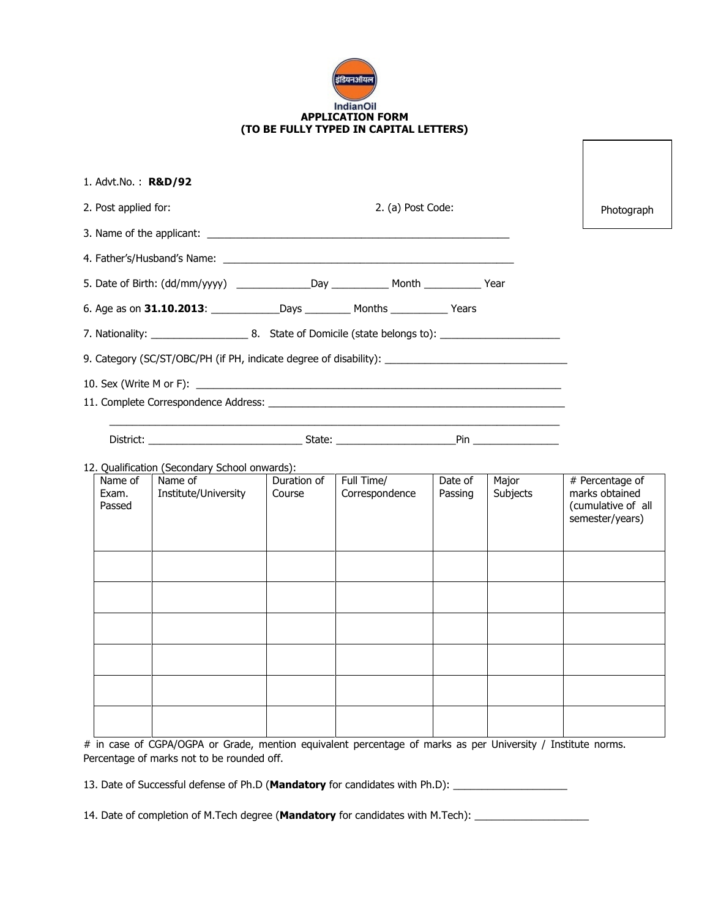IndianOil

**APPLICATION FORM**
**(TO BE FULLY TYPED IN CAPITAL LETTERS)**

Photograph

1. Advt.No. : **R&D/92**

2. Post applied for: 2. (a) Post Code:

3. Name of the applicant: ____________________________________________________

4. Father's/Husband's Name: ____________________________________________________

5. Date of Birth: (dd/mm/yyyy) _____________Day __________ Month __________ Year

6. Age as on **31.10.2013**: ____________Days ________ Months __________ Years

7. Nationality: _________________ 8. State of Domicile (state belongs to): _____________________

9. Category (SC/ST/OBC/PH (if PH, indicate degree of disability): ________________________________

10. Sex (Write M or F): __________________________________________________________________

11. Complete Correspondence Address: ______________________________________________________

_______________________________________________________________________________

District: ___________________________ State: _____________________Pin _______________

12. Qualification (Secondary School onwards):

| Name of Exam. Passed | Name of Institute/University | Duration of Course | Full Time/ Correspondence | Date of Passing | Major Subjects | # Percentage of marks obtained (cumulative of all semester/years) |
|---|---|---|---|---|---|---|
| | | | | | | |
| | | | | | | |
| | | | | | | |
| | | | | | | |
| | | | | | | |
| | | | | | | |

# in case of CGPA/OGPA or Grade, mention equivalent percentage of marks as per University / Institute norms. Percentage of marks not to be rounded off.

13. Date of Successful defense of Ph.D (**Mandatory** for candidates with Ph.D): ____________________

14. Date of completion of M.Tech degree (**Mandatory** for candidates with M.Tech): ____________________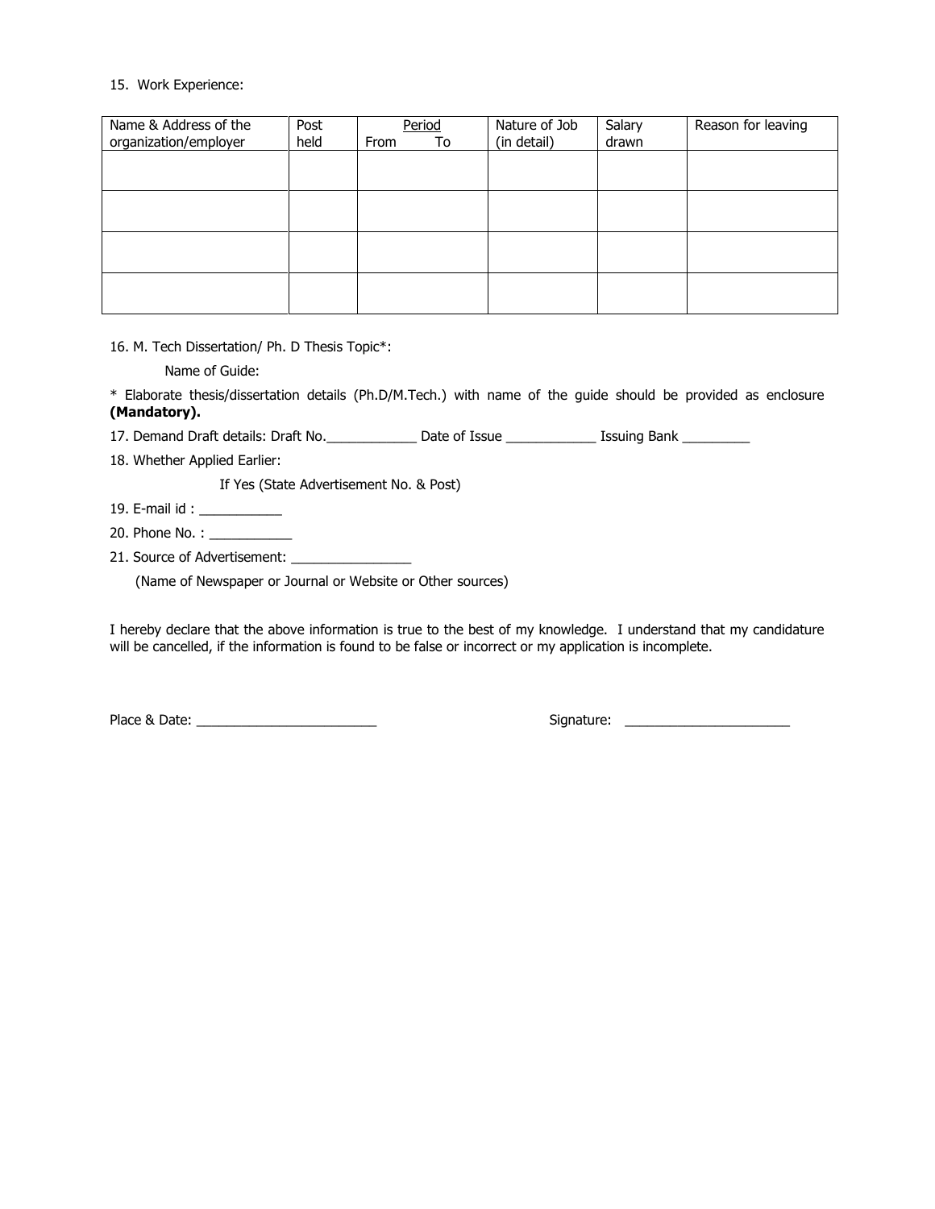15. Work Experience:

| Name & Address of the organization/employer | Post held | Period | | Nature of Job (in detail) | Salary drawn | Reason for leaving |
|---|---|---|---|---|---|---|
| | | From | To | | | |
| | | | | | | |
| | | | | | | |
| | | | | | | |
| | | | | | | |

16. M. Tech Dissertation/ Ph. D Thesis Topic*:

Name of Guide:

* Elaborate thesis/dissertation details (Ph.D/M.Tech.) with name of the guide should be provided as enclosure **(Mandatory).**

17. Demand Draft details: Draft No.____________ Date of Issue ____________ Issuing Bank _________

18. Whether Applied Earlier:

If Yes (State Advertisement No. & Post)

19. E-mail id : ___________

20. Phone No. : ___________

21. Source of Advertisement: ________________

(Name of Newspaper or Journal or Website or Other sources)

I hereby declare that the above information is true to the best of my knowledge. I understand that my candidature will be cancelled, if the information is found to be false or incorrect or my application is incomplete.

Place & Date: ________________________ Signature: ______________________